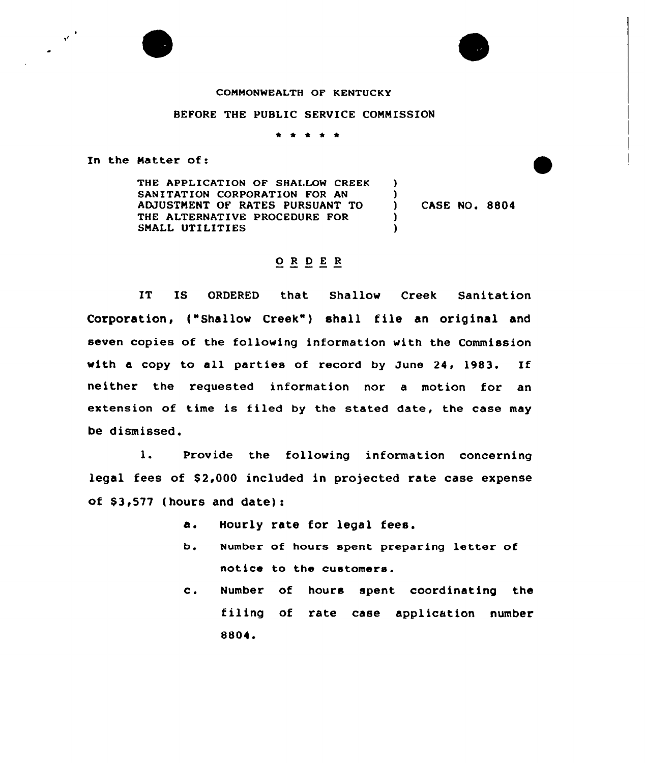COMMONWEALTH OF KENTUCKY

BEFORE THE PUBLIC SERVICE COMMISSION

\* \* \* \* \*

In the Matter of:

THE APPLICATION OF SHALLOW CREEK SANITATION CORPORATION FOR AN ADJUSTMENT OF RATES PURSUANT TO THE ALTERNATIVE PROCEDURE FOR SMALL UTILITIES ) CASE NO. 8804

## O R D E R

IT IS ORDERED that Shallow Creek Sanitation Corporation, ("Shallow Creek") shall file an original and seven copies of the following information with the Commission with a copy to all parties of record by June 24, 1983. If neither the requested information nor a motion for an extension of time is filed by the stated date, the case may be dismissed.

1. Provide the following information concerning legal fees of $2,000 included in projected rate case expense of $3,577 (hours and date):

   a. Hourly rate for legal fees.

   b. Number of hours spent preparing letter of notice to the customers.

   c. Number of hours spent coordinating the filing of rate case application number 8804.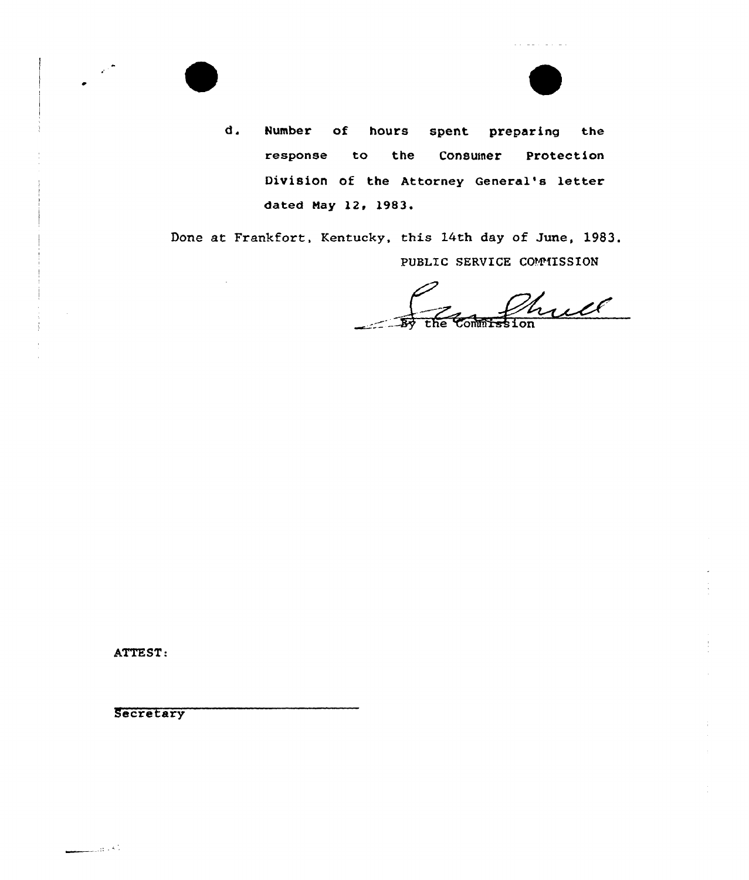d. Number of hours spent preparing the response to the Consumer Protection Division of the Attorney General's letter dated May 12, 1983.

Done at Frankfort, Kentucky, this 14th day of June, 1983.

PUBLIC SERVICE COMMISSION

By the Commission

ATTEST:

Secretary